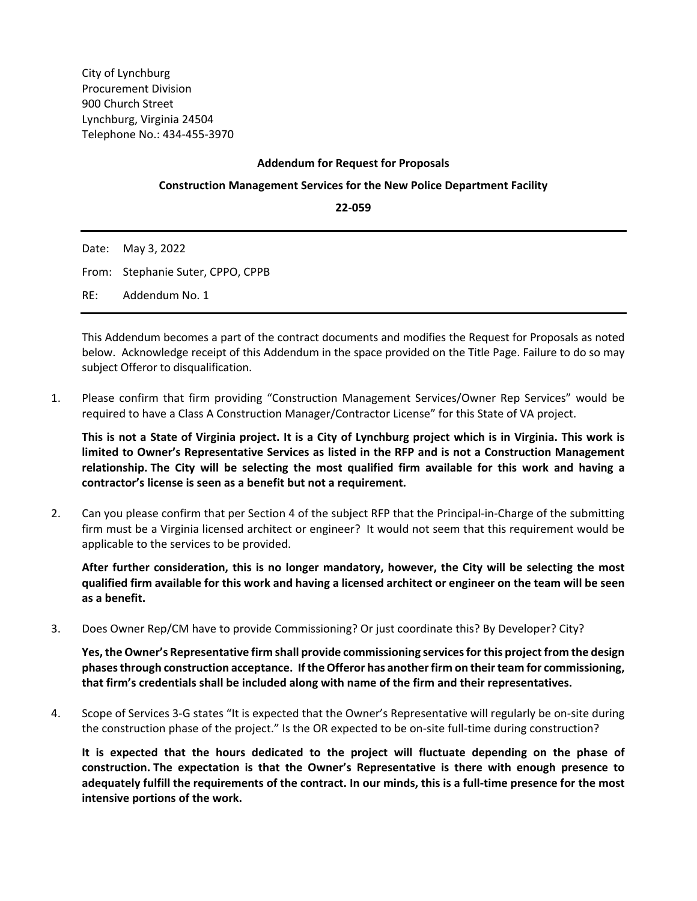City of Lynchburg
Procurement Division
900 Church Street
Lynchburg, Virginia 24504
Telephone No.: 434-455-3970

**Addendum for Request for Proposals**

**Construction Management Services for the New Police Department Facility**

**22-059**

---

Date: May 3, 2022

From: Stephanie Suter, CPPO, CPPB

RE: Addendum No. 1

---

This Addendum becomes a part of the contract documents and modifies the Request for Proposals as noted below. Acknowledge receipt of this Addendum in the space provided on the Title Page. Failure to do so may subject Offeror to disqualification.

1. Please confirm that firm providing "Construction Management Services/Owner Rep Services" would be required to have a Class A Construction Manager/Contractor License" for this State of VA project.

   **This is not a State of Virginia project. It is a City of Lynchburg project which is in Virginia. This work is limited to Owner's Representative Services as listed in the RFP and is not a Construction Management relationship. The City will be selecting the most qualified firm available for this work and having a contractor's license is seen as a benefit but not a requirement.**

2. Can you please confirm that per Section 4 of the subject RFP that the Principal-in-Charge of the submitting firm must be a Virginia licensed architect or engineer? It would not seem that this requirement would be applicable to the services to be provided.

   **After further consideration, this is no longer mandatory, however, the City will be selecting the most qualified firm available for this work and having a licensed architect or engineer on the team will be seen as a benefit.**

3. Does Owner Rep/CM have to provide Commissioning? Or just coordinate this? By Developer? City?

   **Yes, the Owner's Representative firm shall provide commissioning services for this project from the design phases through construction acceptance. If the Offeror has another firm on their team for commissioning, that firm's credentials shall be included along with name of the firm and their representatives.**

4. Scope of Services 3-G states "It is expected that the Owner's Representative will regularly be on-site during the construction phase of the project." Is the OR expected to be on-site full-time during construction?

   **It is expected that the hours dedicated to the project will fluctuate depending on the phase of construction. The expectation is that the Owner's Representative is there with enough presence to adequately fulfill the requirements of the contract. In our minds, this is a full-time presence for the most intensive portions of the work.**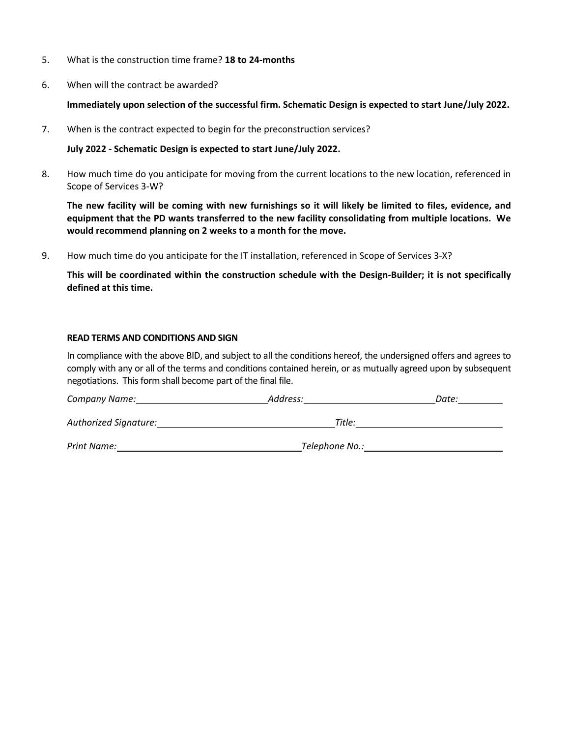5. What is the construction time frame? **18 to 24-months**

6. When will the contract be awarded?

   **Immediately upon selection of the successful firm. Schematic Design is expected to start June/July 2022.**

7. When is the contract expected to begin for the preconstruction services?

   **July 2022 - Schematic Design is expected to start June/July 2022.**

8. How much time do you anticipate for moving from the current locations to the new location, referenced in Scope of Services 3-W?

   **The new facility will be coming with new furnishings so it will likely be limited to files, evidence, and equipment that the PD wants transferred to the new facility consolidating from multiple locations. We would recommend planning on 2 weeks to a month for the move.**

9. How much time do you anticipate for the IT installation, referenced in Scope of Services 3-X?

   **This will be coordinated within the construction schedule with the Design-Builder; it is not specifically defined at this time.**

**READ TERMS AND CONDITIONS AND SIGN**

In compliance with the above BID, and subject to all the conditions hereof, the undersigned offers and agrees to comply with any or all of the terms and conditions contained herein, or as mutually agreed upon by subsequent negotiations. This form shall become part of the final file.

*Company Name:* ____________________ *Address:* ____________________ *Date:* __________

*Authorized Signature:* ______________________________ *Title:* ______________________________

*Print Name:* ______________________________ *Telephone No.:* ______________________________